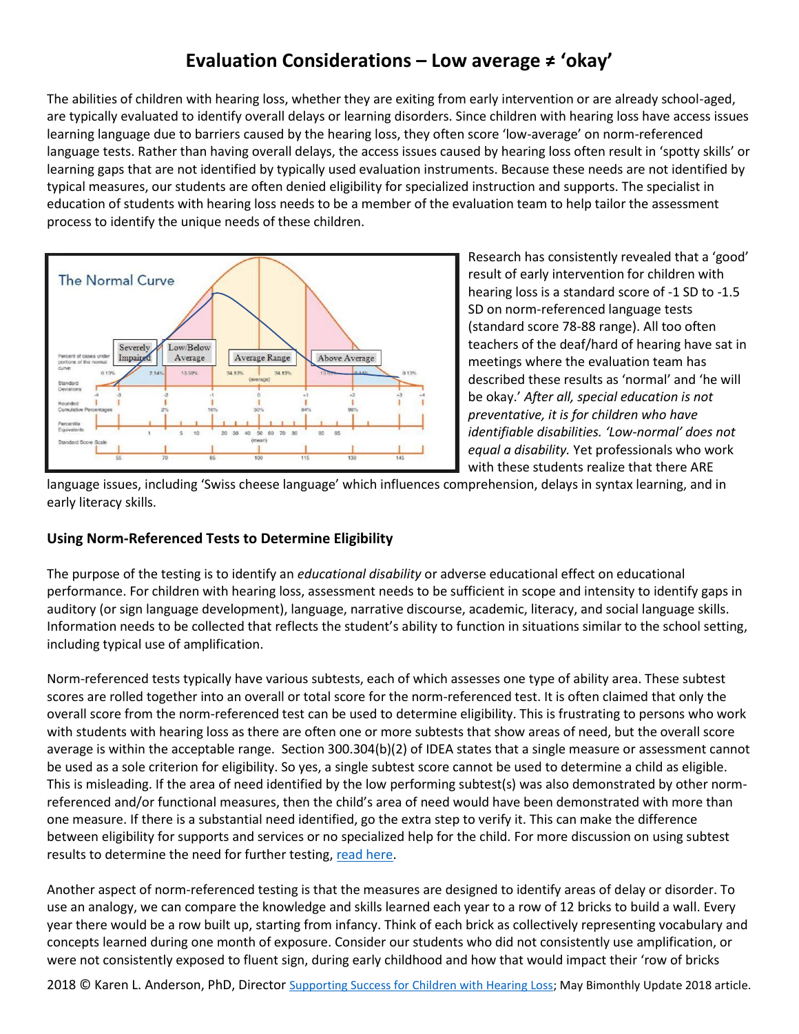# Evaluation Considerations – Low average ≠ 'okay'

The abilities of children with hearing loss, whether they are exiting from early intervention or are already school-aged, are typically evaluated to identify overall delays or learning disorders. Since children with hearing loss have access issues learning language due to barriers caused by the hearing loss, they often score 'low-average' on norm-referenced language tests. Rather than having overall delays, the access issues caused by hearing loss often result in 'spotty skills' or learning gaps that are not identified by typically used evaluation instruments. Because these needs are not identified by typical measures, our students are often denied eligibility for specialized instruction and supports. The specialist in education of students with hearing loss needs to be a member of the evaluation team to help tailor the assessment process to identify the unique needs of these children.

Research has consistently revealed that a 'good' result of early intervention for children with hearing loss is a standard score of -1 SD to -1.5 SD on norm-referenced language tests (standard score 78-88 range). All too often teachers of the deaf/hard of hearing have sat in meetings where the evaluation team has described these results as 'normal' and 'he will be okay.' *After all, special education is not preventative, it is for children who have identifiable disabilities. 'Low-normal' does not equal a disability.* Yet professionals who work with these students realize that there ARE language issues, including 'Swiss cheese language' which influences comprehension, delays in syntax learning, and in early literacy skills.

### Using Norm-Referenced Tests to Determine Eligibility

The purpose of the testing is to identify an *educational disability* or adverse educational effect on educational performance. For children with hearing loss, assessment needs to be sufficient in scope and intensity to identify gaps in auditory (or sign language development), language, narrative discourse, academic, literacy, and social language skills. Information needs to be collected that reflects the student's ability to function in situations similar to the school setting, including typical use of amplification.

Norm-referenced tests typically have various subtests, each of which assesses one type of ability area. These subtest scores are rolled together into an overall or total score for the norm-referenced test. It is often claimed that only the overall score from the norm-referenced test can be used to determine eligibility. This is frustrating to persons who work with students with hearing loss as there are often one or more subtests that show areas of need, but the overall score average is within the acceptable range. Section 300.304(b)(2) of IDEA states that a single measure or assessment cannot be used as a sole criterion for eligibility. So yes, a single subtest score cannot be used to determine a child as eligible. This is misleading. If the area of need identified by the low performing subtest(s) was also demonstrated by other norm-referenced and/or functional measures, then the child's area of need would have been demonstrated with more than one measure. If there is a substantial need identified, go the extra step to verify it. This can make the difference between eligibility for supports and services or no specialized help for the child. For more discussion on using subtest results to determine the need for further testing, read here.

Another aspect of norm-referenced testing is that the measures are designed to identify areas of delay or disorder. To use an analogy, we can compare the knowledge and skills learned each year to a row of 12 bricks to build a wall. Every year there would be a row built up, starting from infancy. Think of each brick as collectively representing vocabulary and concepts learned during one month of exposure. Consider our students who did not consistently use amplification, or were not consistently exposed to fluent sign, during early childhood and how that would impact their 'row of bricks

2018 © Karen L. Anderson, PhD, Director Supporting Success for Children with Hearing Loss; May Bimonthly Update 2018 article.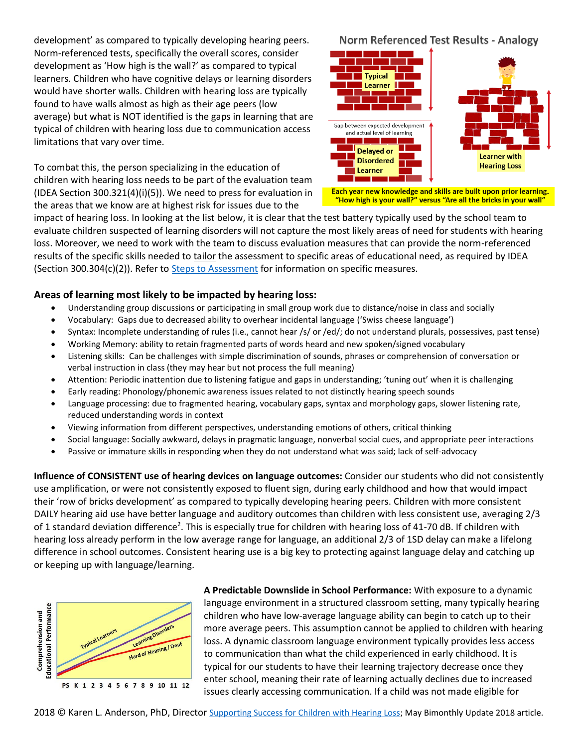development' as compared to typically developing hearing peers. Norm-referenced tests, specifically the overall scores, consider development as 'How high is the wall?' as compared to typical learners. Children who have cognitive delays or learning disorders would have shorter walls. Children with hearing loss are typically found to have walls almost as high as their age peers (low average) but what is NOT identified is the gaps in learning that are typical of children with hearing loss due to communication access limitations that vary over time.

To combat this, the person specializing in the education of children with hearing loss needs to be part of the evaluation team (IDEA Section 300.321(4)(i)(5)). We need to press for evaluation in the areas that we know are at highest risk for issues due to the impact of hearing loss. In looking at the list below, it is clear that the test battery typically used by the school team to evaluate children suspected of learning disorders will not capture the most likely areas of need for students with hearing loss. Moreover, we need to work with the team to discuss evaluation measures that can provide the norm-referenced results of the specific skills needed to tailor the assessment to specific areas of educational need, as required by IDEA (Section 300.304(c)(2)). Refer to Steps to Assessment for information on specific measures.

**Norm Referenced Test Results - Analogy**

Typical Learner | Gap between expected development and actual level of learning | Delayed or Disordered Learner | Learner with Hearing Loss

**Each year new knowledge and skills are built upon prior learning. "How high is your wall?" versus "Are all the bricks in your wall"**

### Areas of learning most likely to be impacted by hearing loss:

- Understanding group discussions or participating in small group work due to distance/noise in class and socially
- Vocabulary: Gaps due to decreased ability to overhear incidental language ('Swiss cheese language')
- Syntax: Incomplete understanding of rules (i.e., cannot hear /s/ or /ed/; do not understand plurals, possessives, past tense)
- Working Memory: ability to retain fragmented parts of words heard and new spoken/signed vocabulary
- Listening skills: Can be challenges with simple discrimination of sounds, phrases or comprehension of conversation or verbal instruction in class (they may hear but not process the full meaning)
- Attention: Periodic inattention due to listening fatigue and gaps in understanding; 'tuning out' when it is challenging
- Early reading: Phonology/phonemic awareness issues related to not distinctly hearing speech sounds
- Language processing: due to fragmented hearing, vocabulary gaps, syntax and morphology gaps, slower listening rate, reduced understanding words in context
- Viewing information from different perspectives, understanding emotions of others, critical thinking
- Social language: Socially awkward, delays in pragmatic language, nonverbal social cues, and appropriate peer interactions
- Passive or immature skills in responding when they do not understand what was said; lack of self-advocacy

**Influence of CONSISTENT use of hearing devices on language outcomes:** Consider our students who did not consistently use amplification, or were not consistently exposed to fluent sign, during early childhood and how that would impact their 'row of bricks development' as compared to typically developing hearing peers. Children with more consistent DAILY hearing aid use have better language and auditory outcomes than children with less consistent use, averaging 2/3 of 1 standard deviation difference[2]. This is especially true for children with hearing loss of 41-70 dB. If children with hearing loss already perform in the low average range for language, an additional 2/3 of 1SD delay can make a lifelong difference in school outcomes. Consistent hearing use is a big key to protecting against language delay and catching up or keeping up with language/learning.

Comprehension and Educational Performance | Typical Learners | Learning Disorders | Hard of Hearing / Deaf | PS K 1 2 3 4 5 6 7 8 9 10 11 12

**A Predictable Downslide in School Performance:** With exposure to a dynamic language environment in a structured classroom setting, many typically hearing children who have low-average language ability can begin to catch up to their more average peers. This assumption cannot be applied to children with hearing loss. A dynamic classroom language environment typically provides less access to communication than what the child experienced in early childhood. It is typical for our students to have their learning trajectory decrease once they enter school, meaning their rate of learning actually declines due to increased issues clearly accessing communication. If a child was not made eligible for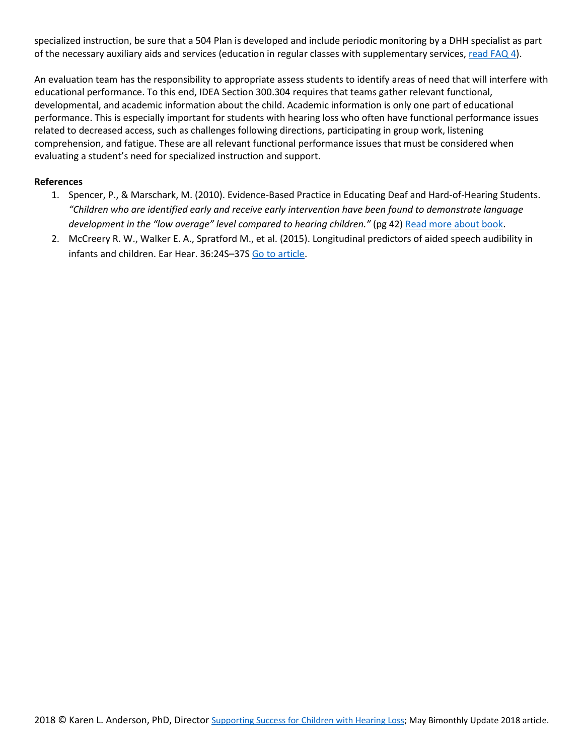specialized instruction, be sure that a 504 Plan is developed and include periodic monitoring by a DHH specialist as part of the necessary auxiliary aids and services (education in regular classes with supplementary services, read FAQ 4).

An evaluation team has the responsibility to appropriate assess students to identify areas of need that will interfere with educational performance. To this end, IDEA Section 300.304 requires that teams gather relevant functional, developmental, and academic information about the child. Academic information is only one part of educational performance. This is especially important for students with hearing loss who often have functional performance issues related to decreased access, such as challenges following directions, participating in group work, listening comprehension, and fatigue. These are all relevant functional performance issues that must be considered when evaluating a student's need for specialized instruction and support.

**References**

1. Spencer, P., & Marschark, M. (2010). Evidence-Based Practice in Educating Deaf and Hard-of-Hearing Students. *"Children who are identified early and receive early intervention have been found to demonstrate language development in the "low average" level compared to hearing children."* (pg 42) Read more about book.
2. McCreery R. W., Walker E. A., Spratford M., et al. (2015). Longitudinal predictors of aided speech audibility in infants and children. Ear Hear. 36:24S–37S Go to article.

2018 © Karen L. Anderson, PhD, Director Supporting Success for Children with Hearing Loss; May Bimonthly Update 2018 article.